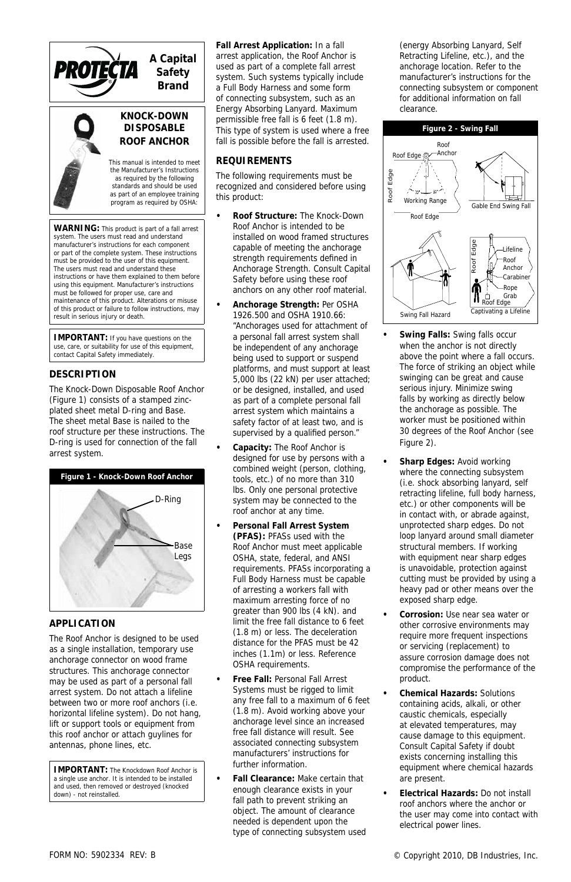**PROTECTA** A Capital Safety Brand

# KNOCK-DOWN DISPOSABLE ROOF ANCHOR

This manual is intended to meet the Manufacturer's Instructions as required by the following standards and should be used as part of an employee training program as required by OSHA:

**WARNING:** This product is part of a fall arrest system. The users must read and understand manufacturer's instructions for each component or part of the complete system. These instructions must be provided to the user of this equipment. The users must read and understand these instructions or have them explained to them before using this equipment. Manufacturer's instructions must be followed for proper use, care and maintenance of this product. Alterations or misuse of this product or failure to follow instructions, may result in serious injury or death.

**IMPORTANT:** If you have questions on the use, care, or suitability for use of this equipment, contact Capital Safety immediately.

## DESCRIPTION

The Knock-Down Disposable Roof Anchor (Figure 1) consists of a stamped zinc-plated sheet metal D-ring and Base. The sheet metal Base is nailed to the roof structure per these instructions. The D-ring is used for connection of the fall arrest system.

**Figure 1 - Knock-Down Roof Anchor**

D-Ring

Base Legs

## APPLICATION

The Roof Anchor is designed to be used as a single installation, temporary use anchorage connector on wood frame structures. This anchorage connector may be used as part of a personal fall arrest system. Do not attach a lifeline between two or more roof anchors (i.e. horizontal lifeline system). Do not hang, lift or support tools or equipment from this roof anchor or attach guylines for antennas, phone lines, etc.

**IMPORTANT:** The Knockdown Roof Anchor is a single use anchor. It is intended to be installed and used, then removed or destroyed (knocked down) - not reinstalled.

**Fall Arrest Application:** In a fall arrest application, the Roof Anchor is used as part of a complete fall arrest system. Such systems typically include a Full Body Harness and some form of connecting subsystem, such as an Energy Absorbing Lanyard. Maximum permissible free fall is 6 feet (1.8 m). This type of system is used where a free fall is possible before the fall is arrested.

## REQUIREMENTS

The following requirements must be recognized and considered before using this product:

- **Roof Structure:** The Knock-Down Roof Anchor is intended to be installed on wood framed structures capable of meeting the anchorage strength requirements defined in Anchorage Strength. Consult Capital Safety before using these roof anchors on any other roof material.
- **Anchorage Strength:** Per OSHA 1926.500 and OSHA 1910.66: "Anchorages used for attachment of a personal fall arrest system shall be independent of any anchorage being used to support or suspend platforms, and must support at least 5,000 lbs (22 kN) per user attached; or be designed, installed, and used as part of a complete personal fall arrest system which maintains a safety factor of at least two, and is supervised by a qualified person."
- **Capacity:** The Roof Anchor is designed for use by persons with a combined weight (person, clothing, tools, etc.) of no more than 310 lbs. Only one personal protective system may be connected to the roof anchor at any time.
- **Personal Fall Arrest System (PFAS):** PFASs used with the Roof Anchor must meet applicable OSHA, state, federal, and ANSI requirements. PFASs incorporating a Full Body Harness must be capable of arresting a workers fall with maximum arresting force of no greater than 900 lbs (4 kN). and limit the free fall distance to 6 feet (1.8 m) or less. The deceleration distance for the PFAS must be 42 inches (1.1m) or less. Reference OSHA requirements.
- **Free Fall:** Personal Fall Arrest Systems must be rigged to limit any free fall to a maximum of 6 feet (1.8 m). Avoid working above your anchorage level since an increased free fall distance will result. See associated connecting subsystem manufacturers' instructions for further information.
- **Fall Clearance:** Make certain that enough clearance exists in your fall path to prevent striking an object. The amount of clearance needed is dependent upon the type of connecting subsystem used (energy Absorbing Lanyard, Self Retracting Lifeline, etc.), and the anchorage location. Refer to the manufacturer's instructions for the connecting subsystem or component for additional information on fall clearance.

**Figure 2 - Swing Fall**

Roof Edge, Roof Anchor, Roof Edge, Working Range, 30°, 30°, Roof Edge, Gable End Swing Fall, Swing Fall Hazard, Roof Edge, Lifeline, Roof Anchor, Carabiner, Rope Grab, Roof Edge, Captivating a Lifeline

- **Swing Falls:** Swing falls occur when the anchor is not directly above the point where a fall occurs. The force of striking an object while swinging can be great and cause serious injury. Minimize swing falls by working as directly below the anchorage as possible. The worker must be positioned within 30 degrees of the Roof Anchor (see Figure 2).
- **Sharp Edges:** Avoid working where the connecting subsystem (i.e. shock absorbing lanyard, self retracting lifeline, full body harness, etc.) or other components will be in contact with, or abrade against, unprotected sharp edges. Do not loop lanyard around small diameter structural members. If working with equipment near sharp edges is unavoidable, protection against cutting must be provided by using a heavy pad or other means over the exposed sharp edge.
- **Corrosion:** Use near sea water or other corrosive environments may require more frequent inspections or servicing (replacement) to assure corrosion damage does not compromise the performance of the product.
- **Chemical Hazards:** Solutions containing acids, alkali, or other caustic chemicals, especially at elevated temperatures, may cause damage to this equipment. Consult Capital Safety if doubt exists concerning installing this equipment where chemical hazards are present.
- **Electrical Hazards:** Do not install roof anchors where the anchor or the user may come into contact with electrical power lines.

FORM NO: 5902334 REV: B

© Copyright 2010, DB Industries, Inc.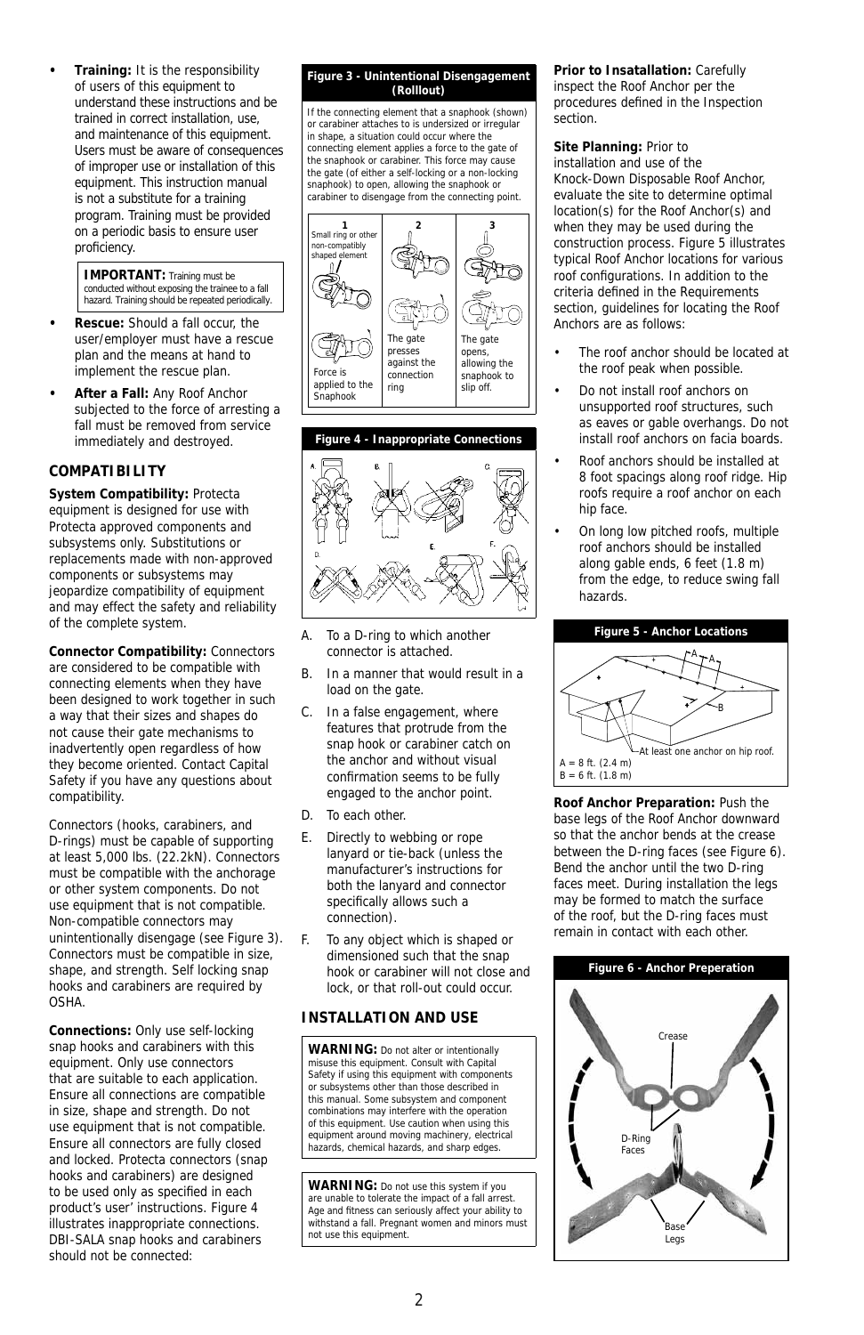- **Training:** It is the responsibility of users of this equipment to understand these instructions and be trained in correct installation, use, and maintenance of this equipment. Users must be aware of consequences of improper use or installation of this equipment. This instruction manual is not a substitute for a training program. Training must be provided on a periodic basis to ensure user proficiency.

> **IMPORTANT:** Training must be conducted without exposing the trainee to a fall hazard. Training should be repeated periodically.

- **Rescue:** Should a fall occur, the user/employer must have a rescue plan and the means at hand to implement the rescue plan.
- **After a Fall:** Any Roof Anchor subjected to the force of arresting a fall must be removed from service immediately and destroyed.

## COMPATIBILITY

**System Compatibility:** Protecta equipment is designed for use with Protecta approved components and subsystems only. Substitutions or replacements made with non-approved components or subsystems may jeopardize compatibility of equipment and may effect the safety and reliability of the complete system.

**Connector Compatibility:** Connectors are considered to be compatible with connecting elements when they have been designed to work together in such a way that their sizes and shapes do not cause their gate mechanisms to inadvertently open regardless of how they become oriented. Contact Capital Safety if you have any questions about compatibility.

Connectors (hooks, carabiners, and D-rings) must be capable of supporting at least 5,000 lbs. (22.2kN). Connectors must be compatible with the anchorage or other system components. Do not use equipment that is not compatible. Non-compatible connectors may unintentionally disengage (see Figure 3). Connectors must be compatible in size, shape, and strength. Self locking snap hooks and carabiners are required by OSHA.

**Connections:** Only use self-locking snap hooks and carabiners with this equipment. Only use connectors that are suitable to each application. Ensure all connections are compatible in size, shape and strength. Do not use equipment that is not compatible. Ensure all connectors are fully closed and locked. Protecta connectors (snap hooks and carabiners) are designed to be used only as specified in each product's user' instructions. Figure 4 illustrates inappropriate connections. DBI-SALA snap hooks and carabiners should not be connected:

**Figure 3 - Unintentional Disengagement (Rolllout)**

If the connecting element that a snaphook (shown) or carabiner attaches to is undersized or irregular in shape, a situation could occur where the connecting element applies a force to the gate of the snaphook or carabiner. This force may cause the gate (of either a self-locking or a non-locking snaphook) to open, allowing the snaphook or carabiner to disengage from the connecting point.

1. Small ring or other non-compatibly shaped element — Force is applied to the Snaphook
2. The gate presses against the connection ring
3. The gate opens, allowing the snaphook to slip off.

**Figure 4 - Inappropriate Connections**

A. To a D-ring to which another connector is attached.
B. In a manner that would result in a load on the gate.
C. In a false engagement, where features that protrude from the snap hook or carabiner catch on the anchor and without visual confirmation seems to be fully engaged to the anchor point.
D. To each other.
E. Directly to webbing or rope lanyard or tie-back (unless the manufacturer's instructions for both the lanyard and connector specifically allows such a connection).
F. To any object which is shaped or dimensioned such that the snap hook or carabiner will not close and lock, or that roll-out could occur.

## INSTALLATION AND USE

> **WARNING:** Do not alter or intentionally misuse this equipment. Consult with Capital Safety if using this equipment with components or subsystems other than those described in this manual. Some subsystem and component combinations may interfere with the operation of this equipment. Use caution when using this equipment around moving machinery, electrical hazards, chemical hazards, and sharp edges.

> **WARNING:** Do not use this system if you are unable to tolerate the impact of a fall arrest. Age and fitness can seriously affect your ability to withstand a fall. Pregnant women and minors must not use this equipment.

**Prior to Insatallation:** Carefully inspect the Roof Anchor per the procedures defined in the Inspection section.

**Site Planning:** Prior to installation and use of the Knock-Down Disposable Roof Anchor, evaluate the site to determine optimal location(s) for the Roof Anchor(s) and when they may be used during the construction process. Figure 5 illustrates typical Roof Anchor locations for various roof configurations. In addition to the criteria defined in the Requirements section, guidelines for locating the Roof Anchors are as follows:

- The roof anchor should be located at the roof peak when possible.
- Do not install roof anchors on unsupported roof structures, such as eaves or gable overhangs. Do not install roof anchors on facia boards.
- Roof anchors should be installed at 8 foot spacings along roof ridge. Hip roofs require a roof anchor on each hip face.
- On long low pitched roofs, multiple roof anchors should be installed along gable ends, 6 feet (1.8 m) from the edge, to reduce swing fall hazards.

**Figure 5 - Anchor Locations**

At least one anchor on hip roof.

A = 8 ft. (2.4 m)
B = 6 ft. (1.8 m)

**Roof Anchor Preparation:** Push the base legs of the Roof Anchor downward so that the anchor bends at the crease between the D-ring faces (see Figure 6). Bend the anchor until the two D-ring faces meet. During installation the legs may be formed to match the surface of the roof, but the D-ring faces must remain in contact with each other.

**Figure 6 - Anchor Preperation**

Crease
D-Ring Faces
Base Legs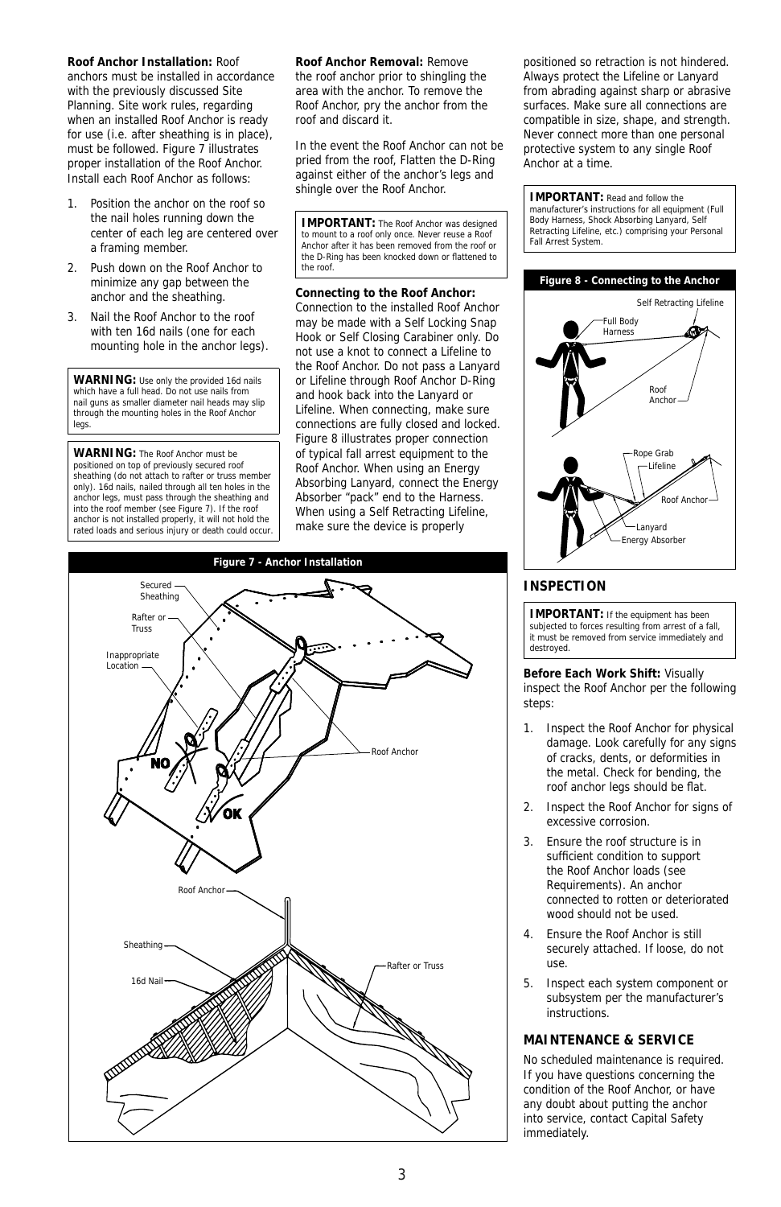**Roof Anchor Installation:** Roof anchors must be installed in accordance with the previously discussed Site Planning. Site work rules, regarding when an installed Roof Anchor is ready for use (i.e. after sheathing is in place), must be followed. Figure 7 illustrates proper installation of the Roof Anchor. Install each Roof Anchor as follows:

1. Position the anchor on the roof so the nail holes running down the center of each leg are centered over a framing member.
2. Push down on the Roof Anchor to minimize any gap between the anchor and the sheathing.
3. Nail the Roof Anchor to the roof with ten 16d nails (one for each mounting hole in the anchor legs).

> **WARNING:** Use only the provided 16d nails which have a full head. Do not use nails from nail guns as smaller diameter nail heads may slip through the mounting holes in the Roof Anchor legs.

> **WARNING:** The Roof Anchor must be positioned on top of previously secured roof sheathing (do not attach to rafter or truss member only). 16d nails, nailed through all ten holes in the anchor legs, must pass through the sheathing and into the roof member (see Figure 7). If the roof anchor is not installed properly, it will not hold the rated loads and serious injury or death could occur.

**Figure 7 - Anchor Installation**

Secured Sheathing; Rafter or Truss; Inappropriate Location; NO; OK; Roof Anchor; Roof Anchor; Sheathing; 16d Nail; Rafter or Truss

**Roof Anchor Removal:** Remove the roof anchor prior to shingling the area with the anchor. To remove the Roof Anchor, pry the anchor from the roof and discard it.

In the event the Roof Anchor can not be pried from the roof, Flatten the D-Ring against either of the anchor's legs and shingle over the Roof Anchor.

> **IMPORTANT:** The Roof Anchor was designed to mount to a roof only once. Never reuse a Roof Anchor after it has been removed from the roof or the D-Ring has been knocked down or flattened to the roof.

**Connecting to the Roof Anchor:** Connection to the installed Roof Anchor may be made with a Self Locking Snap Hook or Self Closing Carabiner only. Do not use a knot to connect a Lifeline to the Roof Anchor. Do not pass a Lanyard or Lifeline through Roof Anchor D-Ring and hook back into the Lanyard or Lifeline. When connecting, make sure connections are fully closed and locked. Figure 8 illustrates proper connection of typical fall arrest equipment to the Roof Anchor. When using an Energy Absorbing Lanyard, connect the Energy Absorber "pack" end to the Harness. When using a Self Retracting Lifeline, make sure the device is properly positioned so retraction is not hindered. Always protect the Lifeline or Lanyard from abrading against sharp or abrasive surfaces. Make sure all connections are compatible in size, shape, and strength. Never connect more than one personal protective system to any single Roof Anchor at a time.

> **IMPORTANT:** Read and follow the manufacturer's instructions for all equipment (Full Body Harness, Shock Absorbing Lanyard, Self Retracting Lifeline, etc.) comprising your Personal Fall Arrest System.

**Figure 8 - Connecting to the Anchor**

Self Retracting Lifeline; Full Body Harness; Roof Anchor; Rope Grab; Lifeline; Roof Anchor; Lanyard; Energy Absorber

## INSPECTION

> **IMPORTANT:** If the equipment has been subjected to forces resulting from arrest of a fall, it must be removed from service immediately and destroyed.

**Before Each Work Shift:** Visually inspect the Roof Anchor per the following steps:

1. Inspect the Roof Anchor for physical damage. Look carefully for any signs of cracks, dents, or deformities in the metal. Check for bending, the roof anchor legs should be flat.
2. Inspect the Roof Anchor for signs of excessive corrosion.
3. Ensure the roof structure is in sufficient condition to support the Roof Anchor loads (see Requirements). An anchor connected to rotten or deteriorated wood should not be used.
4. Ensure the Roof Anchor is still securely attached. If loose, do not use.
5. Inspect each system component or subsystem per the manufacturer's instructions.

## MAINTENANCE & SERVICE

No scheduled maintenance is required. If you have questions concerning the condition of the Roof Anchor, or have any doubt about putting the anchor into service, contact Capital Safety immediately.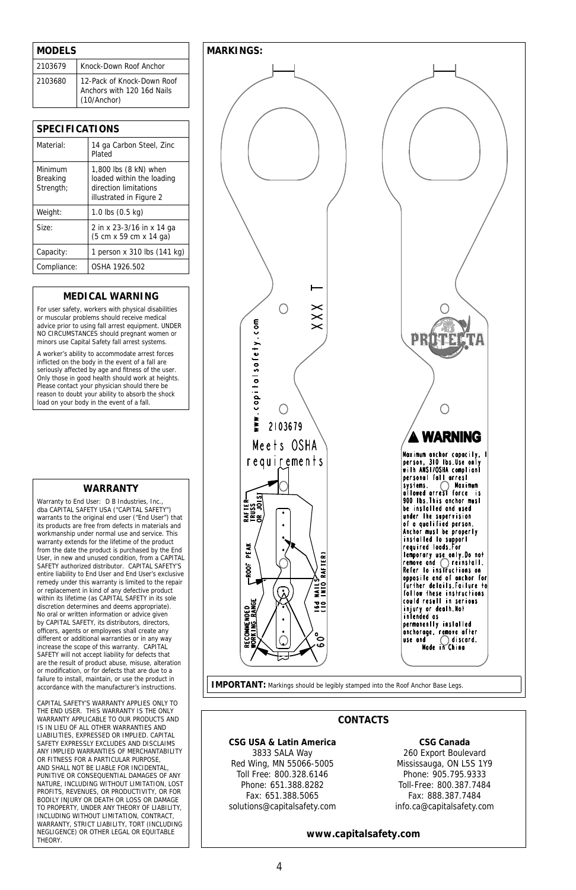## MODELS

| | |
|---|---|
| 2103679 | Knock-Down Roof Anchor |
| 2103680 | 12-Pack of Knock-Down Roof Anchors with 120 16d Nails (10/Anchor) |

## SPECIFICATIONS

| | |
|---|---|
| Material: | 14 ga Carbon Steel, Zinc Plated |
| Minimum Breaking Strength; | 1,800 lbs (8 kN) when loaded within the loading direction limitations illustrated in Figure 2 |
| Weight: | 1.0 lbs (0.5 kg) |
| Size: | 2 in x 23-3/16 in x 14 ga (5 cm x 59 cm x 14 ga) |
| Capacity: | 1 person x 310 lbs (141 kg) |
| Compliance: | OSHA 1926.502 |

## MEDICAL WARNING

For user safety, workers with physical disabilities or muscular problems should receive medical advice prior to using fall arrest equipment. UNDER NO CIRCUMSTANCES should pregnant women or minors use Capital Safety fall arrest systems.

A worker's ability to accommodate arrest forces inflicted on the body in the event of a fall are seriously affected by age and fitness of the user. Only those in good health should work at heights. Please contact your physician should there be reason to doubt your ability to absorb the shock load on your body in the event of a fall.

## WARRANTY

Warranty to End User: D B Industries, Inc., dba CAPITAL SAFETY USA ("CAPITAL SAFETY") warrants to the original end user ("End User") that its products are free from defects in materials and workmanship under normal use and service. This warranty extends for the lifetime of the product from the date the product is purchased by the End User, in new and unused condition, from a CAPITAL SAFETY authorized distributor. CAPITAL SAFETY'S entire liability to End User and End User's exclusive remedy under this warranty is limited to the repair or replacement in kind of any defective product within its lifetime (as CAPITAL SAFETY in its sole discretion determines and deems appropriate). No oral or written information or advice given by CAPITAL SAFETY, its distributors, directors, officers, agents or employees shall create any different or additional warranties or in any way increase the scope of this warranty. CAPITAL SAFETY will not accept liability for defects that are the result of product abuse, misuse, alteration or modification, or for defects that are due to a failure to install, maintain, or use the product in accordance with the manufacturer's instructions.

CAPITAL SAFETY'S WARRANTY APPLIES ONLY TO THE END USER. THIS WARRANTY IS THE ONLY WARRANTY APPLICABLE TO OUR PRODUCTS AND IS IN LIEU OF ALL OTHER WARRANTIES AND LIABILITIES, EXPRESSED OR IMPLIED. CAPITAL SAFETY EXPRESSLY EXCLUDES AND DISCLAIMS ANY IMPLIED WARRANTIES OF MERCHANTABILITY OR FITNESS FOR A PARTICULAR PURPOSE, AND SHALL NOT BE LIABLE FOR INCIDENTAL, PUNITIVE OR CONSEQUENTIAL DAMAGES OF ANY NATURE, INCLUDING WITHOUT LIMITATION, LOST PROFITS, REVENUES, OR PRODUCTIVITY, OR FOR BODILY INJURY OR DEATH OR LOSS OR DAMAGE TO PROPERTY, UNDER ANY THEORY OF LIABILITY, INCLUDING WITHOUT LIMITATION, CONTRACT, WARRANTY, STRICT LIABILITY, TORT (INCLUDING NEGLIGENCE) OR OTHER LEGAL OR EQUITABLE THEORY.

## MARKINGS:

XXX T

www.capitalsafety.com

2103679

Meets OSHA requirements

RAFTER, TRUSS OR JOIST

ROOF PEAK

16d NAILS (10 INTO RAFTER)

RECOMMENDED WORKING RANGE

60°

PROTECTA

⚠ WARNING

Maximum anchor capacity, 1 person, 310 lbs. Use only with ANSI/OSHA compliant personal fall arrest systems. ◯ Maximum allowed arrest force is 900 lbs. This anchor must be installed and used under the supervision of a qualified person. Anchor must be properly installed to support required loads. For temporary use only. Do not remove and ◯ reinstall. Refer to instructions on opposite end of anchor for further details. Failure to follow these instructions could result in serious injury or death. Not intended as permanently installed anchorage, remove after use and ◯ discard.
Made in China

**IMPORTANT:** Markings should be legibly stamped into the Roof Anchor Base Legs.

## CONTACTS

**CSG USA & Latin America**
3833 SALA Way
Red Wing, MN 55066-5005
Toll Free: 800.328.6146
Phone: 651.388.8282
Fax: 651.388.5065
solutions@capitalsafety.com

**CSG Canada**
260 Export Boulevard
Mississauga, ON L5S 1Y9
Phone: 905.795.9333
Toll-Free: 800.387.7484
Fax: 888.387.7484
info.ca@capitalsafety.com

**www.capitalsafety.com**